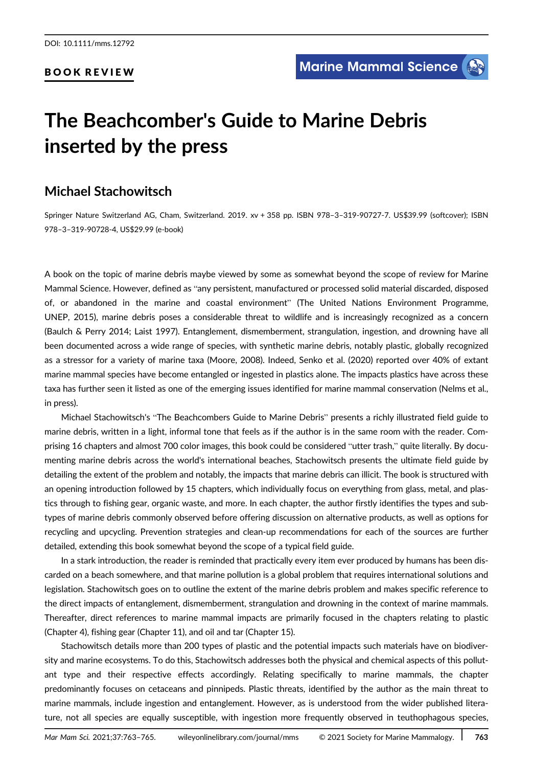DOI: 10.1111/mms.12792

BOOK REVIEW

# The Beachcomber's Guide to Marine Debris inserted by the press

## Michael Stachowitsch

Springer Nature Switzerland AG, Cham, Switzerland. 2019. xv + 358 pp. ISBN 978–3–319-90727-7. US$39.99 (softcover); ISBN 978–3–319-90728-4, US$29.99 (e-book)

A book on the topic of marine debris maybe viewed by some as somewhat beyond the scope of review for Marine Mammal Science. However, defined as "any persistent, manufactured or processed solid material discarded, disposed of, or abandoned in the marine and coastal environment" (The United Nations Environment Programme, UNEP, 2015), marine debris poses a considerable threat to wildlife and is increasingly recognized as a concern (Baulch & Perry 2014; Laist 1997). Entanglement, dismemberment, strangulation, ingestion, and drowning have all been documented across a wide range of species, with synthetic marine debris, notably plastic, globally recognized as a stressor for a variety of marine taxa (Moore, 2008). Indeed, Senko et al. (2020) reported over 40% of extant marine mammal species have become entangled or ingested in plastics alone. The impacts plastics have across these taxa has further seen it listed as one of the emerging issues identified for marine mammal conservation (Nelms et al., in press).

Michael Stachowitsch's "The Beachcombers Guide to Marine Debris" presents a richly illustrated field guide to marine debris, written in a light, informal tone that feels as if the author is in the same room with the reader. Comprising 16 chapters and almost 700 color images, this book could be considered "utter trash," quite literally. By documenting marine debris across the world's international beaches, Stachowitsch presents the ultimate field guide by detailing the extent of the problem and notably, the impacts that marine debris can illicit. The book is structured with an opening introduction followed by 15 chapters, which individually focus on everything from glass, metal, and plastics through to fishing gear, organic waste, and more. In each chapter, the author firstly identifies the types and subtypes of marine debris commonly observed before offering discussion on alternative products, as well as options for recycling and upcycling. Prevention strategies and clean-up recommendations for each of the sources are further detailed, extending this book somewhat beyond the scope of a typical field guide.

In a stark introduction, the reader is reminded that practically every item ever produced by humans has been discarded on a beach somewhere, and that marine pollution is a global problem that requires international solutions and legislation. Stachowitsch goes on to outline the extent of the marine debris problem and makes specific reference to the direct impacts of entanglement, dismemberment, strangulation and drowning in the context of marine mammals. Thereafter, direct references to marine mammal impacts are primarily focused in the chapters relating to plastic (Chapter 4), fishing gear (Chapter 11), and oil and tar (Chapter 15).

Stachowitsch details more than 200 types of plastic and the potential impacts such materials have on biodiversity and marine ecosystems. To do this, Stachowitsch addresses both the physical and chemical aspects of this pollutant type and their respective effects accordingly. Relating specifically to marine mammals, the chapter predominantly focuses on cetaceans and pinnipeds. Plastic threats, identified by the author as the main threat to marine mammals, include ingestion and entanglement. However, as is understood from the wider published literature, not all species are equally susceptible, with ingestion more frequently observed in teuthophagous species,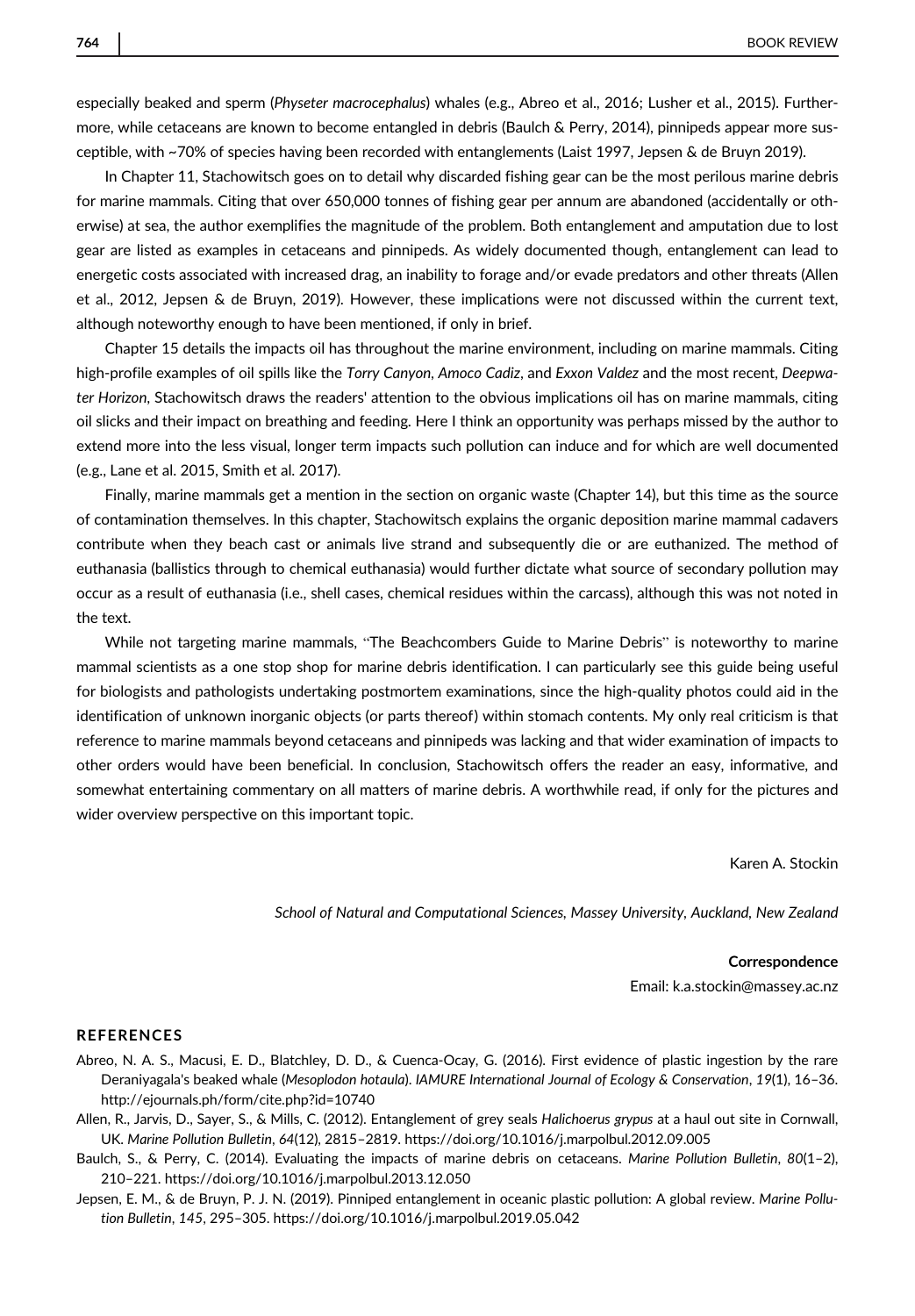especially beaked and sperm (*Physeter macrocephalus*) whales (e.g., Abreo et al., 2016; Lusher et al., 2015). Furthermore, while cetaceans are known to become entangled in debris (Baulch & Perry, 2014), pinnipeds appear more susceptible, with ~70% of species having been recorded with entanglements (Laist 1997, Jepsen & de Bruyn 2019).

In Chapter 11, Stachowitsch goes on to detail why discarded fishing gear can be the most perilous marine debris for marine mammals. Citing that over 650,000 tonnes of fishing gear per annum are abandoned (accidentally or otherwise) at sea, the author exemplifies the magnitude of the problem. Both entanglement and amputation due to lost gear are listed as examples in cetaceans and pinnipeds. As widely documented though, entanglement can lead to energetic costs associated with increased drag, an inability to forage and/or evade predators and other threats (Allen et al., 2012, Jepsen & de Bruyn, 2019). However, these implications were not discussed within the current text, although noteworthy enough to have been mentioned, if only in brief.

Chapter 15 details the impacts oil has throughout the marine environment, including on marine mammals. Citing high-profile examples of oil spills like the *Torry Canyon*, *Amoco Cadiz*, and *Exxon Valdez* and the most recent, *Deepwater Horizon*, Stachowitsch draws the readers' attention to the obvious implications oil has on marine mammals, citing oil slicks and their impact on breathing and feeding. Here I think an opportunity was perhaps missed by the author to extend more into the less visual, longer term impacts such pollution can induce and for which are well documented (e.g., Lane et al. 2015, Smith et al. 2017).

Finally, marine mammals get a mention in the section on organic waste (Chapter 14), but this time as the source of contamination themselves. In this chapter, Stachowitsch explains the organic deposition marine mammal cadavers contribute when they beach cast or animals live strand and subsequently die or are euthanized. The method of euthanasia (ballistics through to chemical euthanasia) would further dictate what source of secondary pollution may occur as a result of euthanasia (i.e., shell cases, chemical residues within the carcass), although this was not noted in the text.

While not targeting marine mammals, "The Beachcombers Guide to Marine Debris" is noteworthy to marine mammal scientists as a one stop shop for marine debris identification. I can particularly see this guide being useful for biologists and pathologists undertaking postmortem examinations, since the high-quality photos could aid in the identification of unknown inorganic objects (or parts thereof) within stomach contents. My only real criticism is that reference to marine mammals beyond cetaceans and pinnipeds was lacking and that wider examination of impacts to other orders would have been beneficial. In conclusion, Stachowitsch offers the reader an easy, informative, and somewhat entertaining commentary on all matters of marine debris. A worthwhile read, if only for the pictures and wider overview perspective on this important topic.

Karen A. Stockin

*School of Natural and Computational Sciences, Massey University, Auckland, New Zealand*

**Correspondence**

Email: k.a.stockin@massey.ac.nz

## REFERENCES

Abreo, N. A. S., Macusi, E. D., Blatchley, D. D., & Cuenca-Ocay, G. (2016). First evidence of plastic ingestion by the rare Deraniyagala's beaked whale (*Mesoplodon hotaula*). *IAMURE International Journal of Ecology & Conservation*, *19*(1), 16–36. http://ejournals.ph/form/cite.php?id=10740

Allen, R., Jarvis, D., Sayer, S., & Mills, C. (2012). Entanglement of grey seals *Halichoerus grypus* at a haul out site in Cornwall, UK. *Marine Pollution Bulletin*, *64*(12), 2815–2819. https://doi.org/10.1016/j.marpolbul.2012.09.005

Baulch, S., & Perry, C. (2014). Evaluating the impacts of marine debris on cetaceans. *Marine Pollution Bulletin*, *80*(1–2), 210–221. https://doi.org/10.1016/j.marpolbul.2013.12.050

Jepsen, E. M., & de Bruyn, P. J. N. (2019). Pinniped entanglement in oceanic plastic pollution: A global review. *Marine Pollution Bulletin*, *145*, 295–305. https://doi.org/10.1016/j.marpolbul.2019.05.042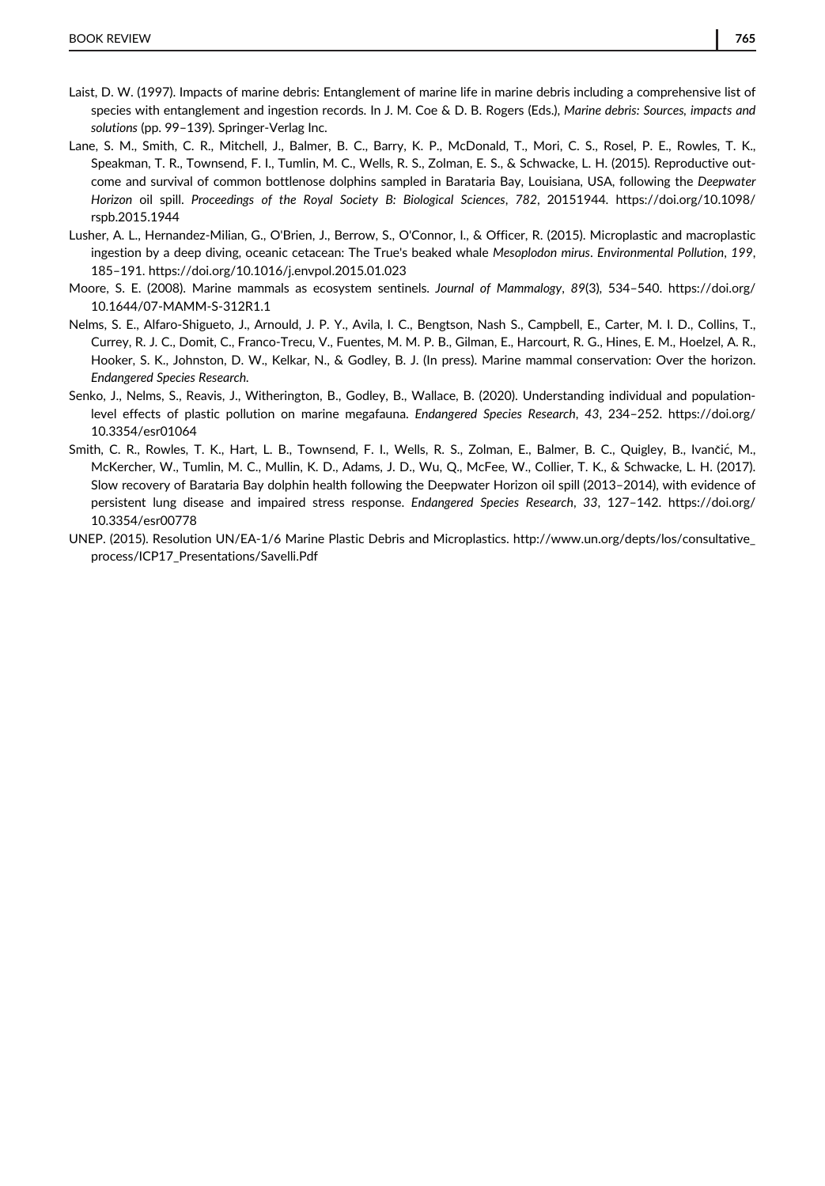Laist, D. W. (1997). Impacts of marine debris: Entanglement of marine life in marine debris including a comprehensive list of species with entanglement and ingestion records. In J. M. Coe & D. B. Rogers (Eds.), *Marine debris: Sources, impacts and solutions* (pp. 99–139). Springer-Verlag Inc.

Lane, S. M., Smith, C. R., Mitchell, J., Balmer, B. C., Barry, K. P., McDonald, T., Mori, C. S., Rosel, P. E., Rowles, T. K., Speakman, T. R., Townsend, F. I., Tumlin, M. C., Wells, R. S., Zolman, E. S., & Schwacke, L. H. (2015). Reproductive outcome and survival of common bottlenose dolphins sampled in Barataria Bay, Louisiana, USA, following the *Deepwater Horizon* oil spill. *Proceedings of the Royal Society B: Biological Sciences*, *782*, 20151944. https://doi.org/10.1098/rspb.2015.1944

Lusher, A. L., Hernandez-Milian, G., O'Brien, J., Berrow, S., O'Connor, I., & Officer, R. (2015). Microplastic and macroplastic ingestion by a deep diving, oceanic cetacean: The True's beaked whale *Mesoplodon mirus*. *Environmental Pollution*, *199*, 185–191. https://doi.org/10.1016/j.envpol.2015.01.023

Moore, S. E. (2008). Marine mammals as ecosystem sentinels. *Journal of Mammalogy*, *89*(3), 534–540. https://doi.org/10.1644/07-MAMM-S-312R1.1

Nelms, S. E., Alfaro-Shigueto, J., Arnould, J. P. Y., Avila, I. C., Bengtson, Nash S., Campbell, E., Carter, M. I. D., Collins, T., Currey, R. J. C., Domit, C., Franco-Trecu, V., Fuentes, M. M. P. B., Gilman, E., Harcourt, R. G., Hines, E. M., Hoelzel, A. R., Hooker, S. K., Johnston, D. W., Kelkar, N., & Godley, B. J. (In press). Marine mammal conservation: Over the horizon. *Endangered Species Research*.

Senko, J., Nelms, S., Reavis, J., Witherington, B., Godley, B., Wallace, B. (2020). Understanding individual and population-level effects of plastic pollution on marine megafauna. *Endangered Species Research*, *43*, 234–252. https://doi.org/10.3354/esr01064

Smith, C. R., Rowles, T. K., Hart, L. B., Townsend, F. I., Wells, R. S., Zolman, E., Balmer, B. C., Quigley, B., Ivančić, M., McKercher, W., Tumlin, M. C., Mullin, K. D., Adams, J. D., Wu, Q., McFee, W., Collier, T. K., & Schwacke, L. H. (2017). Slow recovery of Barataria Bay dolphin health following the Deepwater Horizon oil spill (2013–2014), with evidence of persistent lung disease and impaired stress response. *Endangered Species Research*, *33*, 127–142. https://doi.org/10.3354/esr00778

UNEP. (2015). Resolution UN/EA-1/6 Marine Plastic Debris and Microplastics. http://www.un.org/depts/los/consultative_process/ICP17_Presentations/Savelli.Pdf